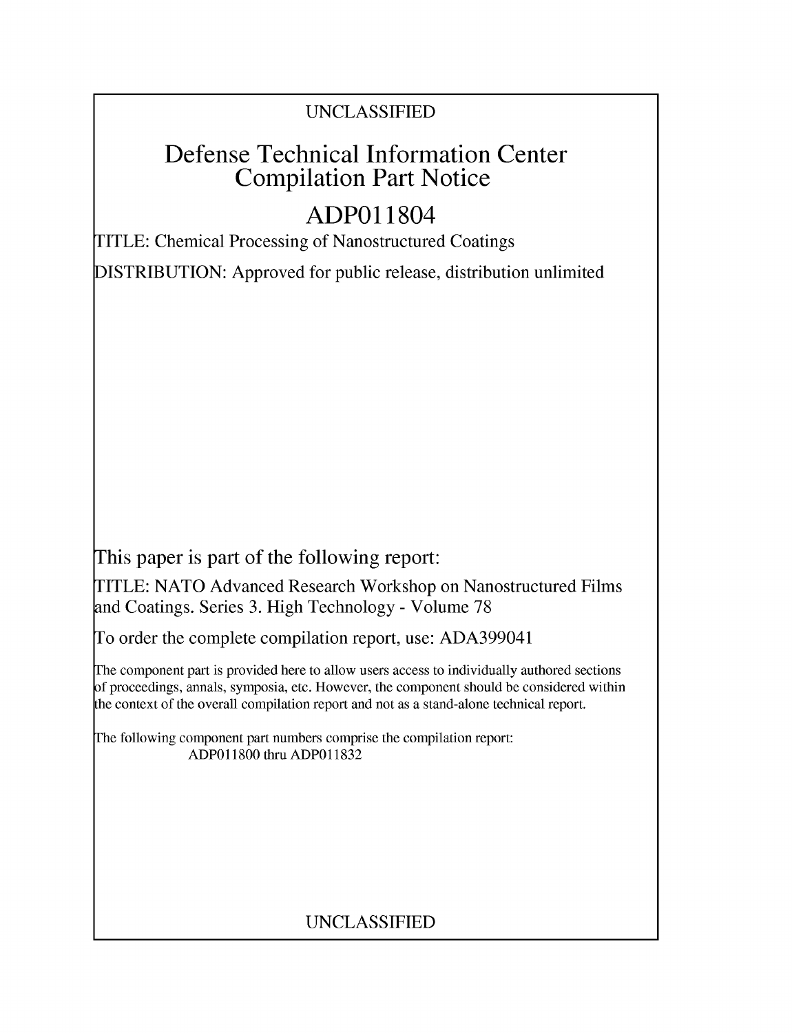UNCLASSIFIED

# Defense Technical Information Center Compilation Part Notice

## ADP011804

TITLE: Chemical Processing of Nanostructured Coatings

DISTRIBUTION: Approved for public release, distribution unlimited

This paper is part of the following report:

TITLE: NATO Advanced Research Workshop on Nanostructured Films and Coatings. Series 3. High Technology - Volume 78

To order the complete compilation report, use: ADA399041

The component part is provided here to allow users access to individually authored sections of proceedings, annals, symposia, etc. However, the component should be considered within the context of the overall compilation report and not as a stand-alone technical report.

The following component part numbers comprise the compilation report:
ADP011800 thru ADP011832

UNCLASSIFIED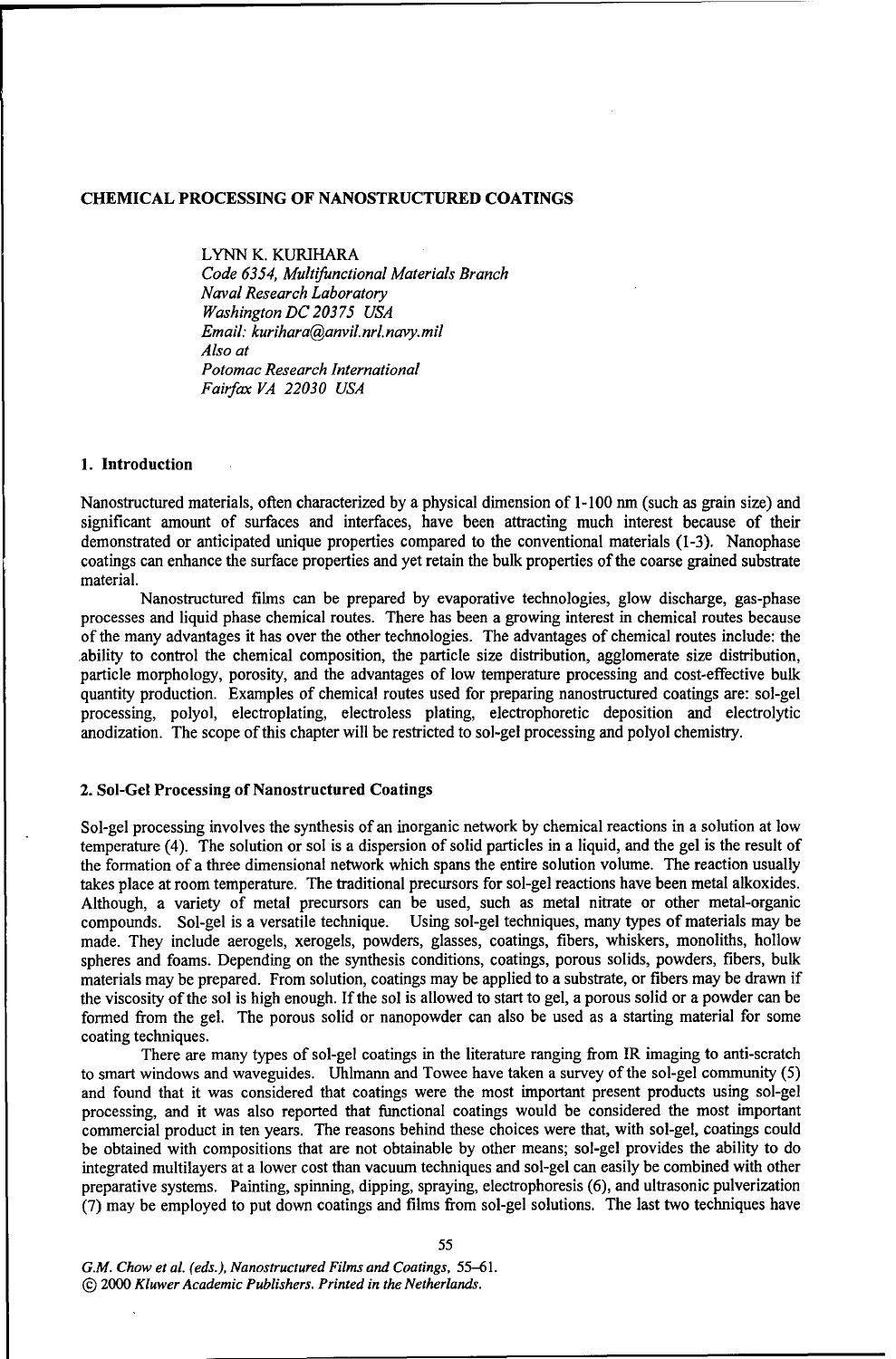# CHEMICAL PROCESSING OF NANOSTRUCTURED COATINGS

LYNN K. KURIHARA
*Code 6354, Multifunctional Materials Branch*
*Naval Research Laboratory*
*Washington DC 20375 USA*
*Email: kurihara@anvil.nrl.navy.mil*
*Also at*
*Potomac Research International*
*Fairfax VA 22030 USA*

## 1. Introduction

Nanostructured materials, often characterized by a physical dimension of 1-100 nm (such as grain size) and significant amount of surfaces and interfaces, have been attracting much interest because of their demonstrated or anticipated unique properties compared to the conventional materials (1-3). Nanophase coatings can enhance the surface properties and yet retain the bulk properties of the coarse grained substrate material.

Nanostructured films can be prepared by evaporative technologies, glow discharge, gas-phase processes and liquid phase chemical routes. There has been a growing interest in chemical routes because of the many advantages it has over the other technologies. The advantages of chemical routes include: the ability to control the chemical composition, the particle size distribution, agglomerate size distribution, particle morphology, porosity, and the advantages of low temperature processing and cost-effective bulk quantity production. Examples of chemical routes used for preparing nanostructured coatings are: sol-gel processing, polyol, electroplating, electroless plating, electrophoretic deposition and electrolytic anodization. The scope of this chapter will be restricted to sol-gel processing and polyol chemistry.

## 2. Sol-Gel Processing of Nanostructured Coatings

Sol-gel processing involves the synthesis of an inorganic network by chemical reactions in a solution at low temperature (4). The solution or sol is a dispersion of solid particles in a liquid, and the gel is the result of the formation of a three dimensional network which spans the entire solution volume. The reaction usually takes place at room temperature. The traditional precursors for sol-gel reactions have been metal alkoxides. Although, a variety of metal precursors can be used, such as metal nitrate or other metal-organic compounds. Sol-gel is a versatile technique. Using sol-gel techniques, many types of materials may be made. They include aerogels, xerogels, powders, glasses, coatings, fibers, whiskers, monoliths, hollow spheres and foams. Depending on the synthesis conditions, coatings, porous solids, powders, fibers, bulk materials may be prepared. From solution, coatings may be applied to a substrate, or fibers may be drawn if the viscosity of the sol is high enough. If the sol is allowed to start to gel, a porous solid or a powder can be formed from the gel. The porous solid or nanopowder can also be used as a starting material for some coating techniques.

There are many types of sol-gel coatings in the literature ranging from IR imaging to anti-scratch to smart windows and waveguides. Uhlmann and Towee have taken a survey of the sol-gel community (5) and found that it was considered that coatings were the most important present products using sol-gel processing, and it was also reported that functional coatings would be considered the most important commercial product in ten years. The reasons behind these choices were that, with sol-gel, coatings could be obtained with compositions that are not obtainable by other means; sol-gel provides the ability to do integrated multilayers at a lower cost than vacuum techniques and sol-gel can easily be combined with other preparative systems. Painting, spinning, dipping, spraying, electrophoresis (6), and ultrasonic pulverization (7) may be employed to put down coatings and films from sol-gel solutions. The last two techniques have

*G.M. Chow et al. (eds.), Nanostructured Films and Coatings, 55–61.*
© 2000 *Kluwer Academic Publishers. Printed in the Netherlands.*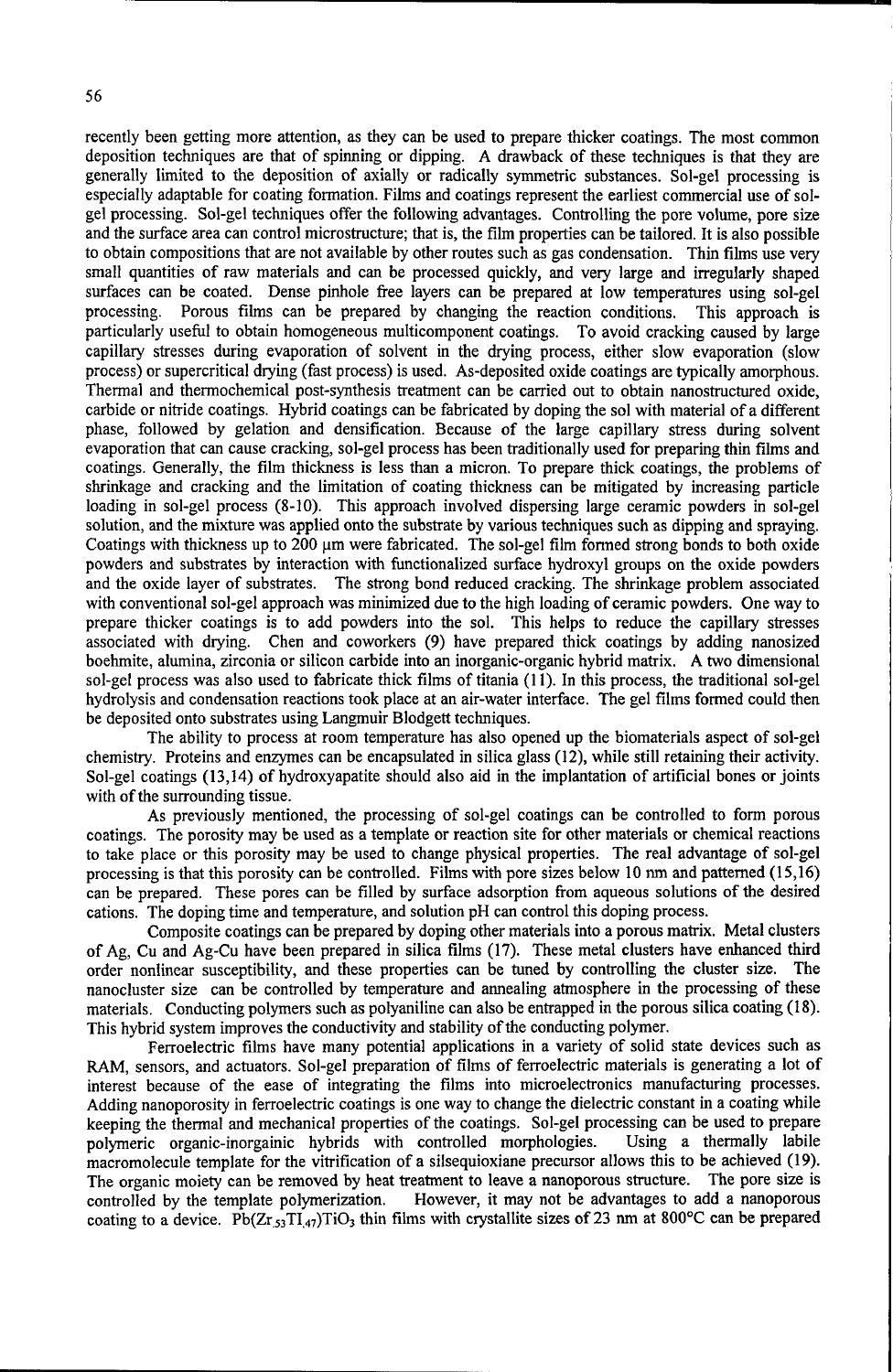recently been getting more attention, as they can be used to prepare thicker coatings. The most common deposition techniques are that of spinning or dipping. A drawback of these techniques is that they are generally limited to the deposition of axially or radically symmetric substances. Sol-gel processing is especially adaptable for coating formation. Films and coatings represent the earliest commercial use of sol-gel processing. Sol-gel techniques offer the following advantages. Controlling the pore volume, pore size and the surface area can control microstructure; that is, the film properties can be tailored. It is also possible to obtain compositions that are not available by other routes such as gas condensation. Thin films use very small quantities of raw materials and can be processed quickly, and very large and irregularly shaped surfaces can be coated. Dense pinhole free layers can be prepared at low temperatures using sol-gel processing. Porous films can be prepared by changing the reaction conditions. This approach is particularly useful to obtain homogeneous multicomponent coatings. To avoid cracking caused by large capillary stresses during evaporation of solvent in the drying process, either slow evaporation (slow process) or supercritical drying (fast process) is used. As-deposited oxide coatings are typically amorphous. Thermal and thermochemical post-synthesis treatment can be carried out to obtain nanostructured oxide, carbide or nitride coatings. Hybrid coatings can be fabricated by doping the sol with material of a different phase, followed by gelation and densification. Because of the large capillary stress during solvent evaporation that can cause cracking, sol-gel process has been traditionally used for preparing thin films and coatings. Generally, the film thickness is less than a micron. To prepare thick coatings, the problems of shrinkage and cracking and the limitation of coating thickness can be mitigated by increasing particle loading in sol-gel process (8-10). This approach involved dispersing large ceramic powders in sol-gel solution, and the mixture was applied onto the substrate by various techniques such as dipping and spraying. Coatings with thickness up to 200 μm were fabricated. The sol-gel film formed strong bonds to both oxide powders and substrates by interaction with functionalized surface hydroxyl groups on the oxide powders and the oxide layer of substrates. The strong bond reduced cracking. The shrinkage problem associated with conventional sol-gel approach was minimized due to the high loading of ceramic powders. One way to prepare thicker coatings is to add powders into the sol. This helps to reduce the capillary stresses associated with drying. Chen and coworkers (9) have prepared thick coatings by adding nanosized boehmite, alumina, zirconia or silicon carbide into an inorganic-organic hybrid matrix. A two dimensional sol-gel process was also used to fabricate thick films of titania (11). In this process, the traditional sol-gel hydrolysis and condensation reactions took place at an air-water interface. The gel films formed could then be deposited onto substrates using Langmuir Blodgett techniques.

The ability to process at room temperature has also opened up the biomaterials aspect of sol-gel chemistry. Proteins and enzymes can be encapsulated in silica glass (12), while still retaining their activity. Sol-gel coatings (13,14) of hydroxyapatite should also aid in the implantation of artificial bones or joints with of the surrounding tissue.

As previously mentioned, the processing of sol-gel coatings can be controlled to form porous coatings. The porosity may be used as a template or reaction site for other materials or chemical reactions to take place or this porosity may be used to change physical properties. The real advantage of sol-gel processing is that this porosity can be controlled. Films with pore sizes below 10 nm and patterned (15,16) can be prepared. These pores can be filled by surface adsorption from aqueous solutions of the desired cations. The doping time and temperature, and solution pH can control this doping process.

Composite coatings can be prepared by doping other materials into a porous matrix. Metal clusters of Ag, Cu and Ag-Cu have been prepared in silica films (17). These metal clusters have enhanced third order nonlinear susceptibility, and these properties can be tuned by controlling the cluster size. The nanocluster size can be controlled by temperature and annealing atmosphere in the processing of these materials. Conducting polymers such as polyaniline can also be entrapped in the porous silica coating (18). This hybrid system improves the conductivity and stability of the conducting polymer.

Ferroelectric films have many potential applications in a variety of solid state devices such as RAM, sensors, and actuators. Sol-gel preparation of films of ferroelectric materials is generating a lot of interest because of the ease of integrating the films into microelectronics manufacturing processes. Adding nanoporosity in ferroelectric coatings is one way to change the dielectric constant in a coating while keeping the thermal and mechanical properties of the coatings. Sol-gel processing can be used to prepare polymeric organic-inorgainic hybrids with controlled morphologies. Using a thermally labile macromolecule template for the vitrification of a silsequioxiane precursor allows this to be achieved (19). The organic moiety can be removed by heat treatment to leave a nanoporous structure. The pore size is controlled by the template polymerization. However, it may not be advantages to add a nanoporous coating to a device. $Pb(Zr_{.53}TI_{.47})TiO_3$ thin films with crystallite sizes of 23 nm at 800°C can be prepared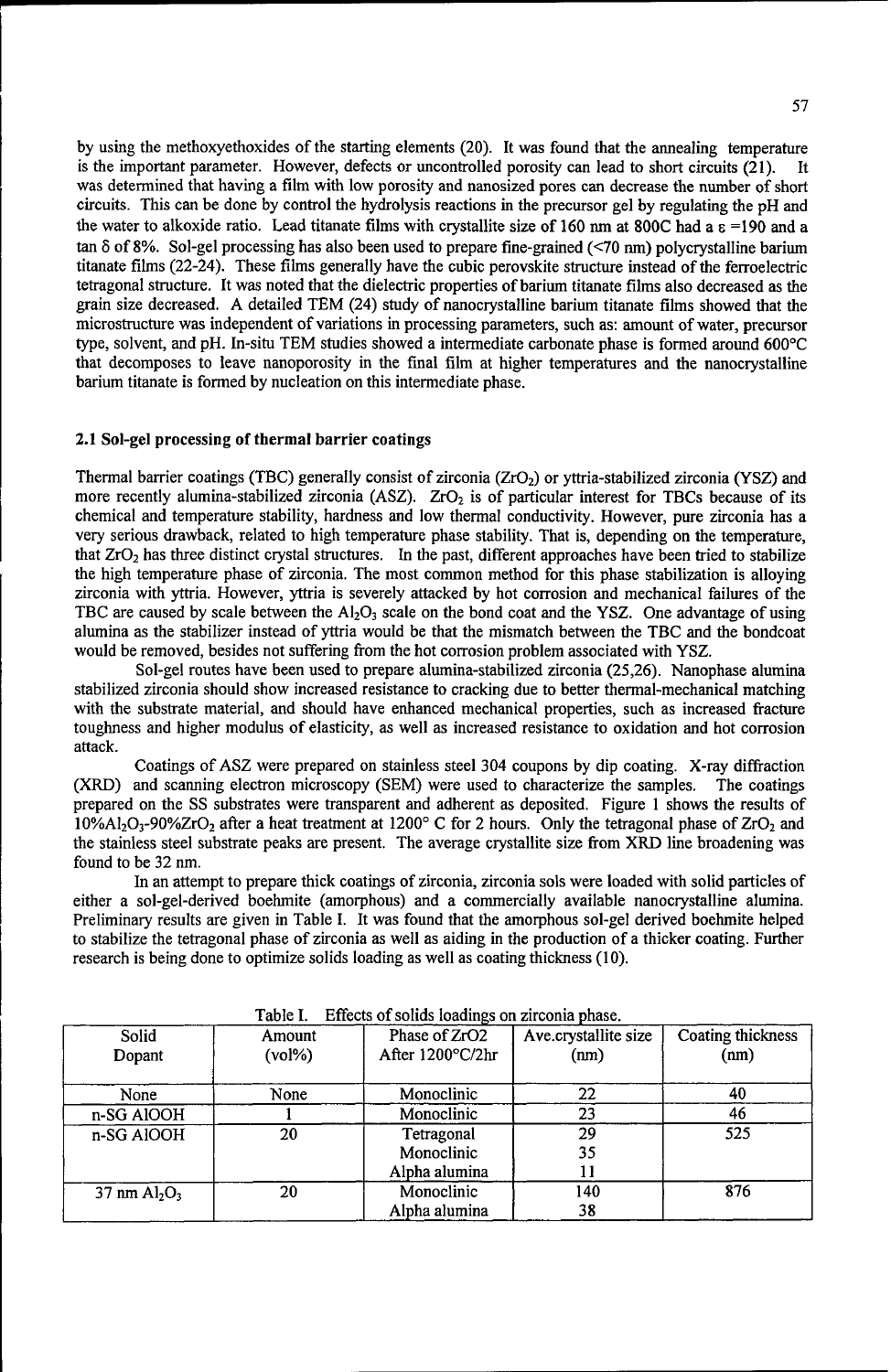by using the methoxyethoxides of the starting elements (20). It was found that the annealing temperature is the important parameter. However, defects or uncontrolled porosity can lead to short circuits (21). It was determined that having a film with low porosity and nanosized pores can decrease the number of short circuits. This can be done by control the hydrolysis reactions in the precursor gel by regulating the pH and the water to alkoxide ratio. Lead titanate films with crystallite size of 160 nm at 800C had a $\varepsilon$ =190 and a tan $\delta$ of 8%. Sol-gel processing has also been used to prepare fine-grained (<70 nm) polycrystalline barium titanate films (22-24). These films generally have the cubic perovskite structure instead of the ferroelectric tetragonal structure. It was noted that the dielectric properties of barium titanate films also decreased as the grain size decreased. A detailed TEM (24) study of nanocrystalline barium titanate films showed that the microstructure was independent of variations in processing parameters, such as: amount of water, precursor type, solvent, and pH. In-situ TEM studies showed a intermediate carbonate phase is formed around 600°C that decomposes to leave nanoporosity in the final film at higher temperatures and the nanocrystalline barium titanate is formed by nucleation on this intermediate phase.

## 2.1 Sol-gel processing of thermal barrier coatings

Thermal barrier coatings (TBC) generally consist of zirconia ($ZrO_2$) or yttria-stabilized zirconia (YSZ) and more recently alumina-stabilized zirconia (ASZ). $ZrO_2$ is of particular interest for TBCs because of its chemical and temperature stability, hardness and low thermal conductivity. However, pure zirconia has a very serious drawback, related to high temperature phase stability. That is, depending on the temperature, that $ZrO_2$ has three distinct crystal structures. In the past, different approaches have been tried to stabilize the high temperature phase of zirconia. The most common method for this phase stabilization is alloying zirconia with yttria. However, yttria is severely attacked by hot corrosion and mechanical failures of the TBC are caused by scale between the $Al_2O_3$ scale on the bond coat and the YSZ. One advantage of using alumina as the stabilizer instead of yttria would be that the mismatch between the TBC and the bondcoat would be removed, besides not suffering from the hot corrosion problem associated with YSZ.

Sol-gel routes have been used to prepare alumina-stabilized zirconia (25,26). Nanophase alumina stabilized zirconia should show increased resistance to cracking due to better thermal-mechanical matching with the substrate material, and should have enhanced mechanical properties, such as increased fracture toughness and higher modulus of elasticity, as well as increased resistance to oxidation and hot corrosion attack.

Coatings of ASZ were prepared on stainless steel 304 coupons by dip coating. X-ray diffraction (XRD) and scanning electron microscopy (SEM) were used to characterize the samples. The coatings prepared on the SS substrates were transparent and adherent as deposited. Figure 1 shows the results of $10\%Al_2O_3$-$90\%ZrO_2$ after a heat treatment at 1200° C for 2 hours. Only the tetragonal phase of $ZrO_2$ and the stainless steel substrate peaks are present. The average crystallite size from XRD line broadening was found to be 32 nm.

In an attempt to prepare thick coatings of zirconia, zirconia sols were loaded with solid particles of either a sol-gel-derived boehmite (amorphous) and a commercially available nanocrystalline alumina. Preliminary results are given in Table I. It was found that the amorphous sol-gel derived boehmite helped to stabilize the tetragonal phase of zirconia as well as aiding in the production of a thicker coating. Further research is being done to optimize solids loading as well as coating thickness (10).

Table I. Effects of solids loadings on zirconia phase.

| Solid Dopant | Amount (vol%) | Phase of ZrO2 After 1200°C/2hr | Ave.crystallite size (nm) | Coating thickness (nm) |
|---|---|---|---|---|
| None | None | Monoclinic | 22 | 40 |
| n-SG AlOOH | 1 | Monoclinic | 23 | 46 |
| n-SG AlOOH | 20 | Tetragonal<br>Monoclinic<br>Alpha alumina | 29<br>35<br>11 | 525 |
| 37 nm $Al_2O_3$ | 20 | Monoclinic<br>Alpha alumina | 140<br>38 | 876 |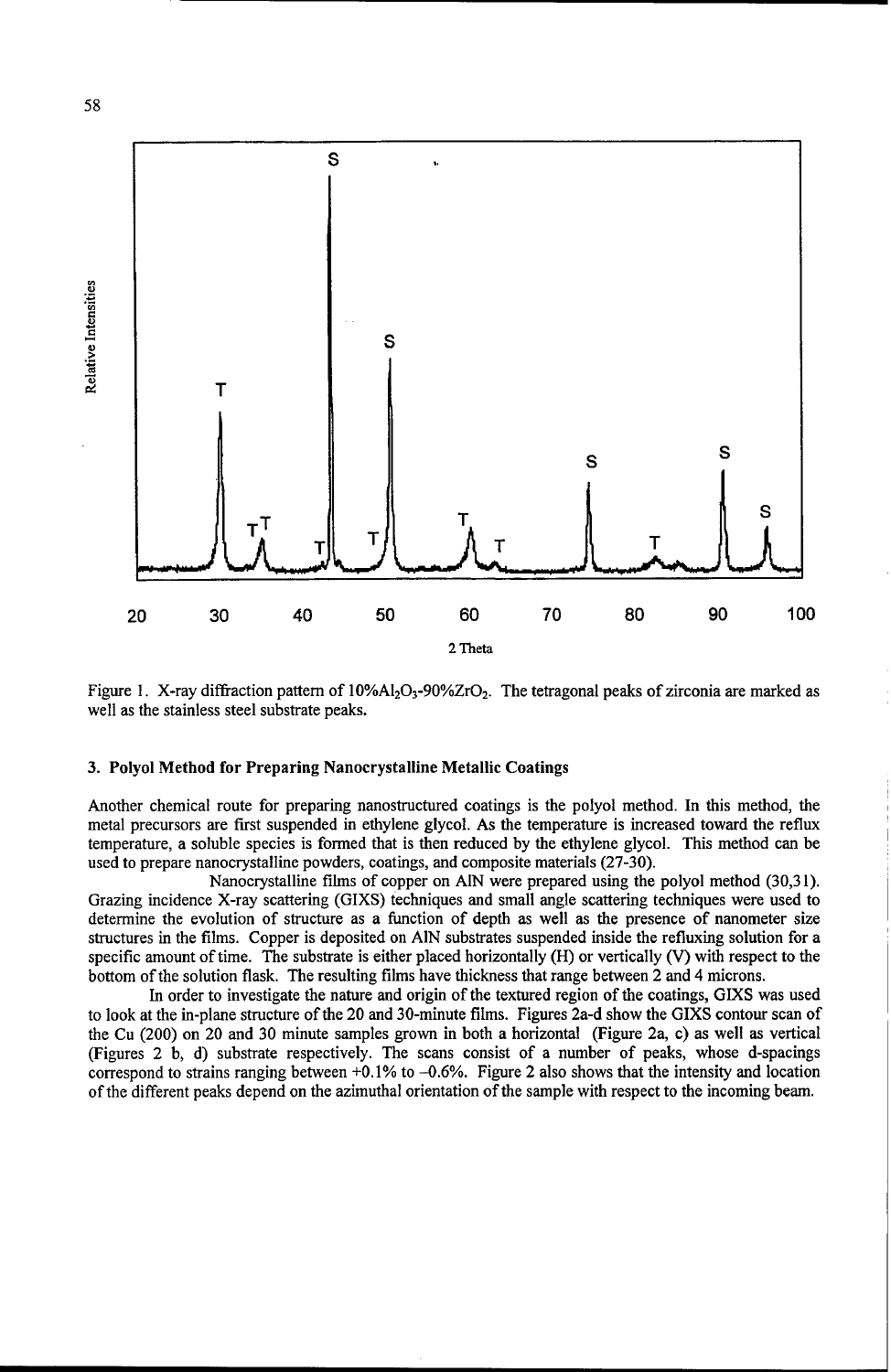Relative Intensities

S

S

T

S

S

S

T T

T

T

T

T

T

T

20 30 40 50 60 70 80 90 100

2 Theta

Figure 1. X-ray diffraction pattern of $10\%Al_2O_3$-$90\%ZrO_2$. The tetragonal peaks of zirconia are marked as well as the stainless steel substrate peaks.

### 3. Polyol Method for Preparing Nanocrystalline Metallic Coatings

Another chemical route for preparing nanostructured coatings is the polyol method. In this method, the metal precursors are first suspended in ethylene glycol. As the temperature is increased toward the reflux temperature, a soluble species is formed that is then reduced by the ethylene glycol. This method can be used to prepare nanocrystalline powders, coatings, and composite materials (27-30).

Nanocrystalline films of copper on AlN were prepared using the polyol method (30,31). Grazing incidence X-ray scattering (GIXS) techniques and small angle scattering techniques were used to determine the evolution of structure as a function of depth as well as the presence of nanometer size structures in the films. Copper is deposited on AlN substrates suspended inside the refluxing solution for a specific amount of time. The substrate is either placed horizontally (H) or vertically (V) with respect to the bottom of the solution flask. The resulting films have thickness that range between 2 and 4 microns.

In order to investigate the nature and origin of the textured region of the coatings, GIXS was used to look at the in-plane structure of the 20 and 30-minute films. Figures 2a-d show the GIXS contour scan of the Cu (200) on 20 and 30 minute samples grown in both a horizontal (Figure 2a, c) as well as vertical (Figures 2 b, d) substrate respectively. The scans consist of a number of peaks, whose d-spacings correspond to strains ranging between +0.1% to –0.6%. Figure 2 also shows that the intensity and location of the different peaks depend on the azimuthal orientation of the sample with respect to the incoming beam.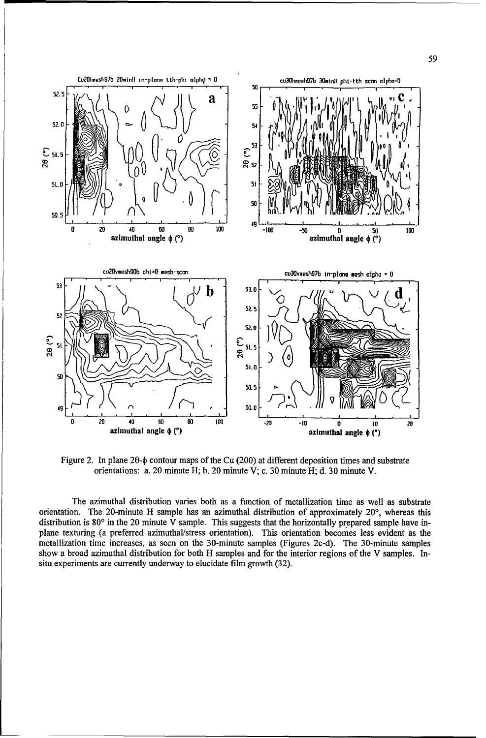Cu20hmesh97b 20minII in-plane tth-phi alpha = 0

a

52.5
52.0
51.5
51.0
50.5

2θ (°)

0 20 40 60 80 100

azimuthal angle ϕ (°)

cu30hmesh97b 30minII phi-tth scan alpha=0

c

56
55
54
53
52
51
50
49

2θ (°)

-100 -50 0 50 100

azimuthal angle ϕ (°)

cu20vmesh90b chi=0 mesh-scan

b

53
52
51
50
49

2θ (°)

0 20 40 60 80 100

azimuthal angle ϕ (°)

cu30vmesh97b in-plane mesh alpha = 0

d

53.0
52.5
52.0
51.5
51.0
50.5
50.0

2θ (°)

-20 -10 0 10 20

azimuthal angle ϕ (°)

Figure 2. In plane 2θ-ϕ contour maps of the Cu (200) at different deposition times and substrate orientations: a. 20 minute H; b. 20 minute V; c. 30 minute H; d. 30 minute V.

The azimuthal distribution varies both as a function of metallization time as well as substrate orientation. The 20-minute H sample has an azimuthal distribution of approximately 20°, whereas this distribution is 80° in the 20 minute V sample. This suggests that the horizontally prepared sample have in-plane texturing (a preferred azimuthal/stress orientation). This orientation becomes less evident as the metallization time increases, as seen on the 30-minute samples (Figures 2c-d). The 30-minute samples show a broad azimuthal distribution for both H samples and for the interior regions of the V samples. In-situ experiments are currently underway to elucidate film growth (32).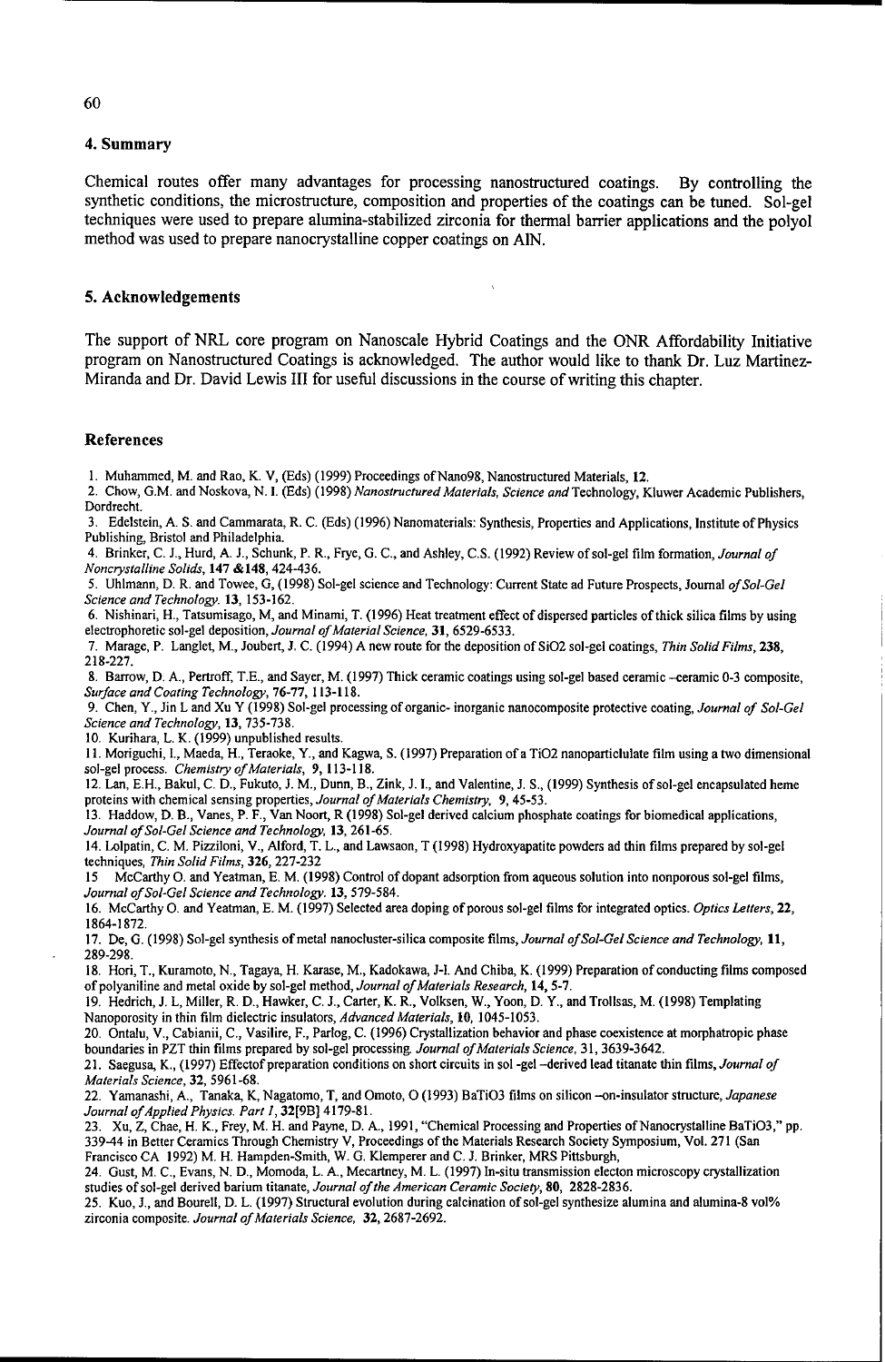## 4. Summary

Chemical routes offer many advantages for processing nanostructured coatings. By controlling the synthetic conditions, the microstructure, composition and properties of the coatings can be tuned. Sol-gel techniques were used to prepare alumina-stabilized zirconia for thermal barrier applications and the polyol method was used to prepare nanocrystalline copper coatings on AlN.

## 5. Acknowledgements

The support of NRL core program on Nanoscale Hybrid Coatings and the ONR Affordability Initiative program on Nanostructured Coatings is acknowledged. The author would like to thank Dr. Luz Martinez-Miranda and Dr. David Lewis III for useful discussions in the course of writing this chapter.

## References

1. Muhammed, M. and Rao, K. V, (Eds) (1999) Proceedings of Nano98, Nanostructured Materials, **12**.
2. Chow, G.M. and Noskova, N. I. (Eds) (1998) *Nanostructured Materials, Science and* Technology, Kluwer Academic Publishers, Dordrecht.
3. Edelstein, A. S. and Cammarata, R. C. (Eds) (1996) Nanomaterials: Synthesis, Properties and Applications, Institute of Physics Publishing, Bristol and Philadelphia.
4. Brinker, C. J., Hurd, A. J., Schunk, P. R., Frye, G. C., and Ashley, C.S. (1992) Review of sol-gel film formation, *Journal of Noncrystalline Solids*, **147 &148**, 424-436.
5. Uhlmann, D. R. and Towee, G, (1998) Sol-gel science and Technology: Current State ad Future Prospects, Journal *of Sol-Gel Science and Technology*. **13**, 153-162.
6. Nishinari, H., Tatsumisago, M, and Minami, T. (1996) Heat treatment effect of dispersed particles of thick silica films by using electrophoretic sol-gel deposition, *Journal of Material Science*, **31**, 6529-6533.
7. Marage, P. Langlet, M., Joubert, J. C. (1994) A new route for the deposition of SiO2 sol-gel coatings, *Thin Solid Films*, **238**, 218-227.
8. Barrow, D. A., Pertroff, T.E., and Sayer, M. (1997) Thick ceramic coatings using sol-gel based ceramic –ceramic 0-3 composite, *Surface and Coating Technology*, **76-77**, 113-118.
9. Chen, Y., Jin L and Xu Y (1998) Sol-gel processing of organic- inorganic nanocomposite protective coating, *Journal of Sol-Gel Science and Technology*, **13**, 735-738.
10. Kurihara, L. K. (1999) unpublished results.
11. Moriguchi, I., Maeda, H., Teraoke, Y., and Kagwa, S. (1997) Preparation of a TiO2 nanoparticlulate film using a two dimensional sol-gel process. *Chemistry of Materials*, **9**, 113-118.
12. Lan, E.H., Bakul, C. D., Fukuto, J. M., Dunn, B., Zink, J. I., and Valentine, J. S., (1999) Synthesis of sol-gel encapsulated heme proteins with chemical sensing properties, *Journal of Materials Chemistry*, **9**, 45-53.
13. Haddow, D. B., Vanes, P. F., Van Noort, R (1998) Sol-gel derived calcium phosphate coatings for biomedical applications, *Journal of Sol-Gel Science and Technology*, **13**, 261-65.
14. Lolpatin, C. M. Pizziloni, V., Alford, T. L., and Lawsaon, T (1998) Hydroxyapatite powders ad thin films prepared by sol-gel techniques, *Thin Solid Films*, **326**, 227-232
15. McCarthy O. and Yeatman, E. M. (1998) Control of dopant adsorption from aqueous solution into nonporous sol-gel films, *Journal of Sol-Gel Science and Technology*. **13**, 579-584.
16. McCarthy O. and Yeatman, E. M. (1997) Selected area doping of porous sol-gel films for integrated optics. *Optics Letters*, **22**, 1864-1872.
17. De, G. (1998) Sol-gel synthesis of metal nanocluster-silica composite films, *Journal of Sol-Gel Science and Technology*, **11**, 289-298.
18. Hori, T., Kuramoto, N., Tagaya, H. Karase, M., Kadokawa, J-I. And Chiba, K. (1999) Preparation of conducting films composed of polyaniline and metal oxide by sol-gel method, *Journal of Materials Research*, **14**, 5-7.
19. Hedrich, J. L, Miller, R. D., Hawker, C. J., Carter, K. R., Volksen, W., Yoon, D. Y., and Trollsas, M. (1998) Templating Nanoporosity in thin film dielectric insulators, *Advanced Materials*, **10**, 1045-1053.
20. Ontalu, V., Cabianii, C., Vasilire, F., Parlog, C. (1996) Crystallization behavior and phase coexistence at morphatropic phase boundaries in PZT thin films prepared by sol-gel processing. *Journal of Materials Science*, 31, 3639-3642.
21. Saegusa, K., (1997) Effectof preparation conditions on short circuits in sol -gel –derived lead titanate thin films, *Journal of Materials Science*, **32**, 5961-68.
22. Yamanashi, A., Tanaka, K, Nagatomo, T, and Omoto, O (1993) BaTiO3 films on silicon –on-insulator structure, *Japanese Journal of Applied Physics. Part 1*, **32**[9B] 4179-81.
23. Xu, Z, Chae, H. K., Frey, M. H. and Payne, D. A., 1991, "Chemical Processing and Properties of Nanocrystalline BaTiO3," pp. 339-44 in Better Ceramics Through Chemistry V, Proceedings of the Materials Research Society Symposium, Vol. 271 (San Francisco CA 1992) M. H. Hampden-Smith, W. G. Klemperer and C. J. Brinker, MRS Pittsburgh,
24. Gust, M. C., Evans, N. D., Momoda, L. A., Mecartney, M. L. (1997) In-situ transmission electon microscopy crystallization studies of sol-gel derived barium titanate, *Journal of the American Ceramic Society*, **80**, 2828-2836.
25. Kuo, J., and Bourell, D. L. (1997) Structural evolution during calcination of sol-gel synthesize alumina and alumina-8 vol% zirconia composite. *Journal of Materials Science*, **32**, 2687-2692.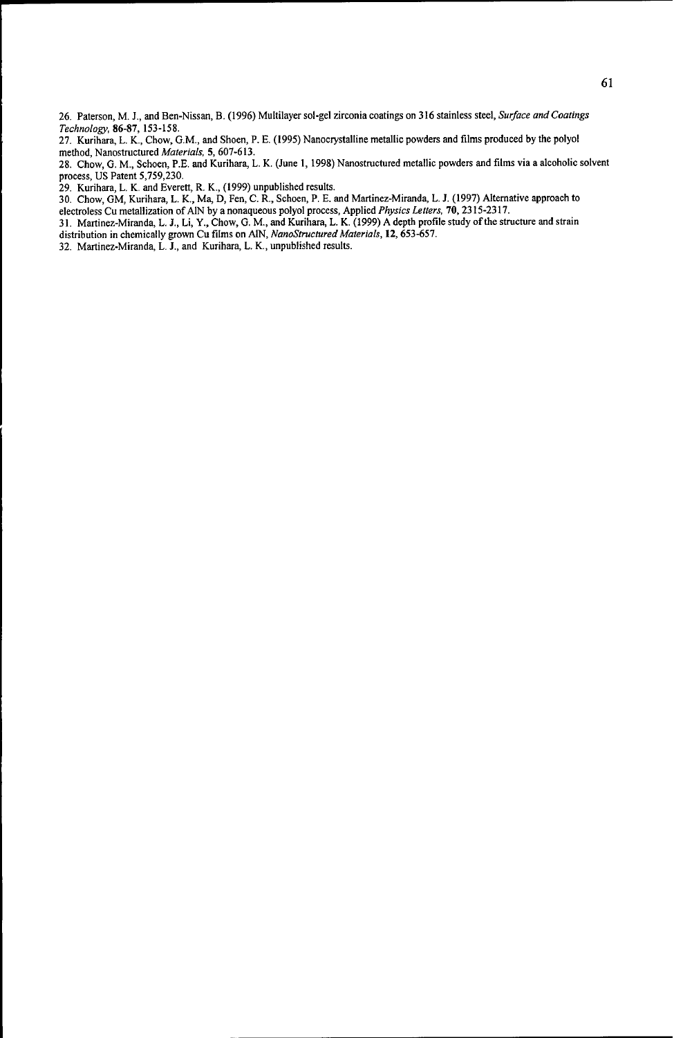26. Paterson, M. J., and Ben-Nissan, B. (1996) Multilayer sol-gel zirconia coatings on 316 stainless steel, *Surface and Coatings Technology*, **86-87**, 153-158.

27. Kurihara, L. K., Chow, G.M., and Shoen, P. E. (1995) Nanocrystalline metallic powders and films produced by the polyol method, Nanostructured *Materials*, **5**, 607-613.

28. Chow, G. M., Schoen, P.E. and Kurihara, L. K. (June 1, 1998) Nanostructured metallic powders and films via a alcoholic solvent process, US Patent 5,759,230.

29. Kurihara, L. K. and Everett, R. K., (1999) unpublished results.

30. Chow, GM, Kurihara, L. K., Ma, D, Fen, C. R., Schoen, P. E. and Martinez-Miranda, L. J. (1997) Alternative approach to electroless Cu metallization of AlN by a nonaqueous polyol process, Applied *Physics Letters*, **70**, 2315-2317.

31. Martinez-Miranda, L. J., Li, Y., Chow, G. M., and Kurihara, L. K. (1999) A depth profile study of the structure and strain distribution in chemically grown Cu films on AlN, *NanoStructured Materials*, **12**, 653-657.

32. Martinez-Miranda, L. J., and Kurihara, L. K., unpublished results.